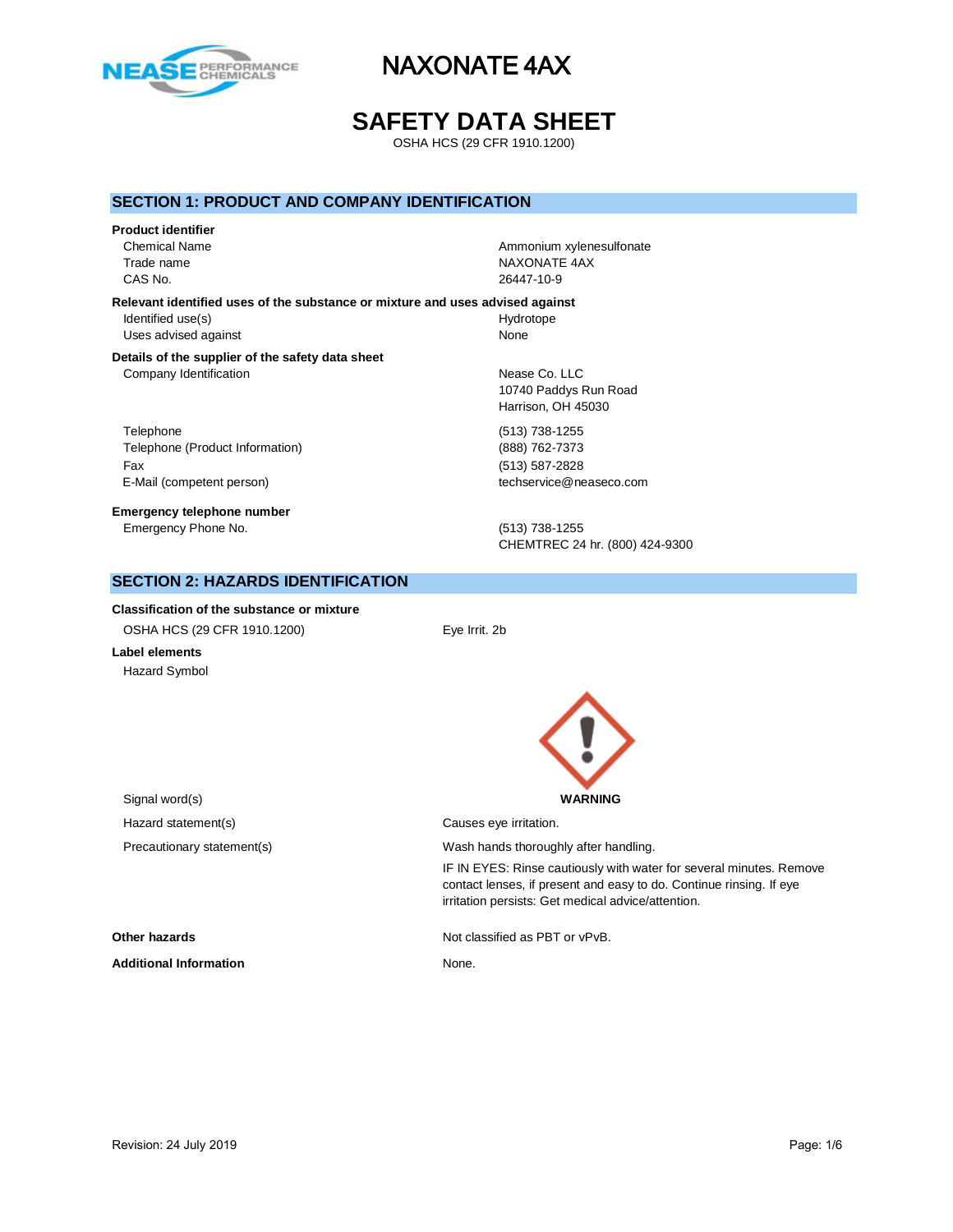# NAXONATE 4AX

# SAFETY DATA SHEET

OSHA HCS (29 CFR 1910.1200)

## SECTION 1: PRODUCT AND COMPANY IDENTIFICATION

**Product identifier**

| | |
|---|---|
| Chemical Name | Ammonium xylenesulfonate |
| Trade name | NAXONATE 4AX |
| CAS No. | 26447-10-9 |

**Relevant identified uses of the substance or mixture and uses advised against**

| | |
|---|---|
| Identified use(s) | Hydrotope |
| Uses advised against | None |

**Details of the supplier of the safety data sheet**

| | |
|---|---|
| Company Identification | Nease Co. LLC<br>10740 Paddys Run Road<br>Harrison, OH 45030 |
| Telephone | (513) 738-1255 |
| Telephone (Product Information) | (888) 762-7373 |
| Fax | (513) 587-2828 |
| E-Mail (competent person) | techservice@neaseco.com |

**Emergency telephone number**

| | |
|---|---|
| Emergency Phone No. | (513) 738-1255<br>CHEMTREC 24 hr. (800) 424-9300 |

## SECTION 2: HAZARDS IDENTIFICATION

**Classification of the substance or mixture**

| | |
|---|---|
| OSHA HCS (29 CFR 1910.1200) | Eye Irrit. 2b |

**Label elements**

| | |
|---|---|
| Hazard Symbol | |
| Signal word(s) | **WARNING** |
| Hazard statement(s) | Causes eye irritation. |
| Precautionary statement(s) | Wash hands thoroughly after handling.<br>IF IN EYES: Rinse cautiously with water for several minutes. Remove contact lenses, if present and easy to do. Continue rinsing. If eye irritation persists: Get medical advice/attention. |

| | |
|---|---|
| **Other hazards** | Not classified as PBT or vPvB. |
| **Additional Information** | None. |

Revision: 24 July 2019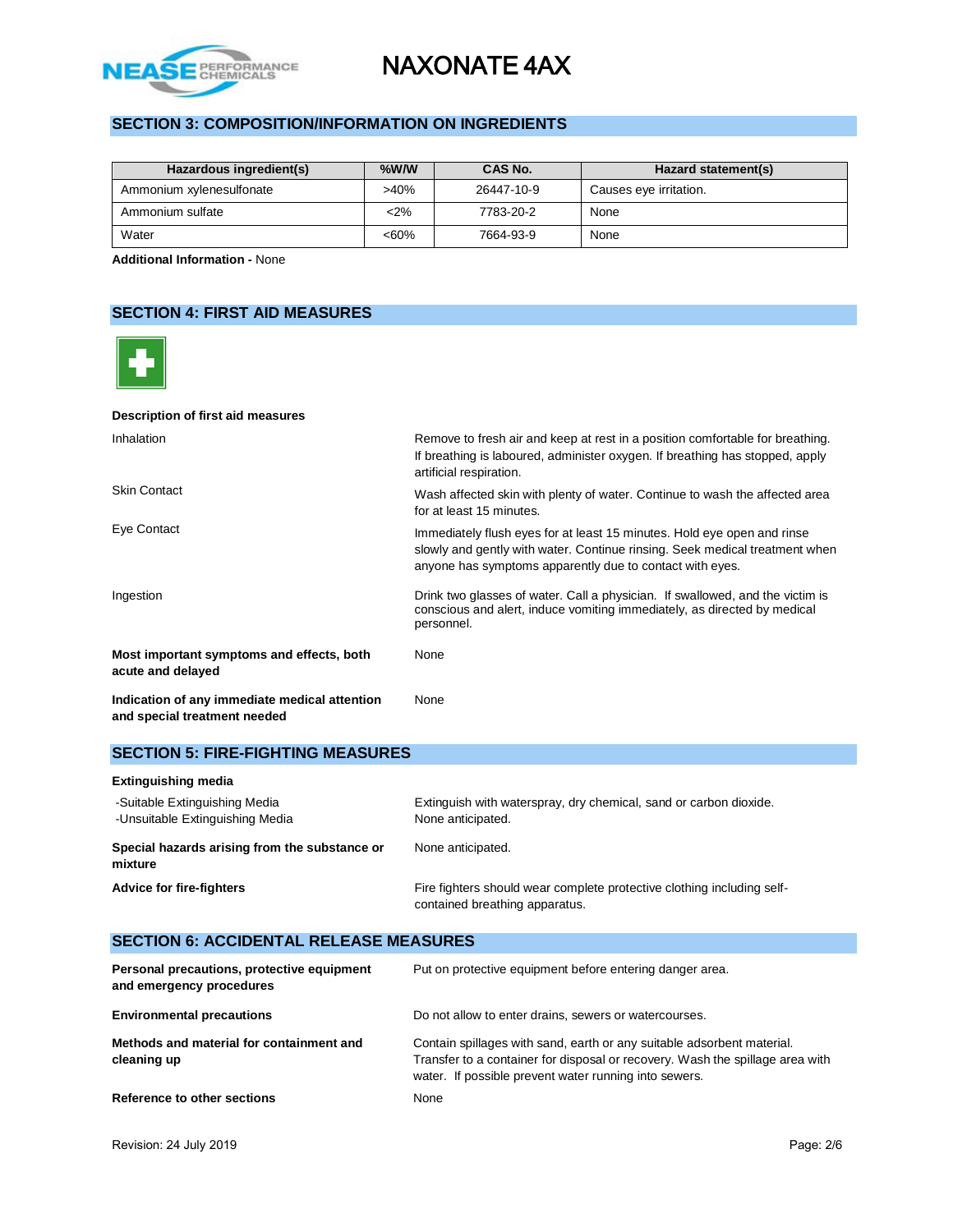## SECTION 3: COMPOSITION/INFORMATION ON INGREDIENTS

| Hazardous ingredient(s) | %W/W | CAS No. | Hazard statement(s) |
|---|---|---|---|
| Ammonium xylenesulfonate | >40% | 26447-10-9 | Causes eye irritation. |
| Ammonium sulfate | <2% | 7783-20-2 | None |
| Water | <60% | 7664-93-9 | None |

**Additional Information -** None

## SECTION 4: FIRST AID MEASURES

**Description of first aid measures**

Inhalation: Remove to fresh air and keep at rest in a position comfortable for breathing. If breathing is laboured, administer oxygen. If breathing has stopped, apply artificial respiration.

Skin Contact: Wash affected skin with plenty of water. Continue to wash the affected area for at least 15 minutes.

Eye Contact: Immediately flush eyes for at least 15 minutes. Hold eye open and rinse slowly and gently with water. Continue rinsing. Seek medical treatment when anyone has symptoms apparently due to contact with eyes.

Ingestion: Drink two glasses of water. Call a physician. If swallowed, and the victim is conscious and alert, induce vomiting immediately, as directed by medical personnel.

**Most important symptoms and effects, both acute and delayed**: None

**Indication of any immediate medical attention and special treatment needed**: None

## SECTION 5: FIRE-FIGHTING MEASURES

**Extinguishing media**

-Suitable Extinguishing Media: Extinguish with waterspray, dry chemical, sand or carbon dioxide.
-Unsuitable Extinguishing Media: None anticipated.

**Special hazards arising from the substance or mixture**: None anticipated.

**Advice for fire-fighters**: Fire fighters should wear complete protective clothing including self-contained breathing apparatus.

## SECTION 6: ACCIDENTAL RELEASE MEASURES

**Personal precautions, protective equipment and emergency procedures**: Put on protective equipment before entering danger area.

**Environmental precautions**: Do not allow to enter drains, sewers or watercourses.

**Methods and material for containment and cleaning up**: Contain spillages with sand, earth or any suitable adsorbent material. Transfer to a container for disposal or recovery. Wash the spillage area with water. If possible prevent water running into sewers.

**Reference to other sections**: None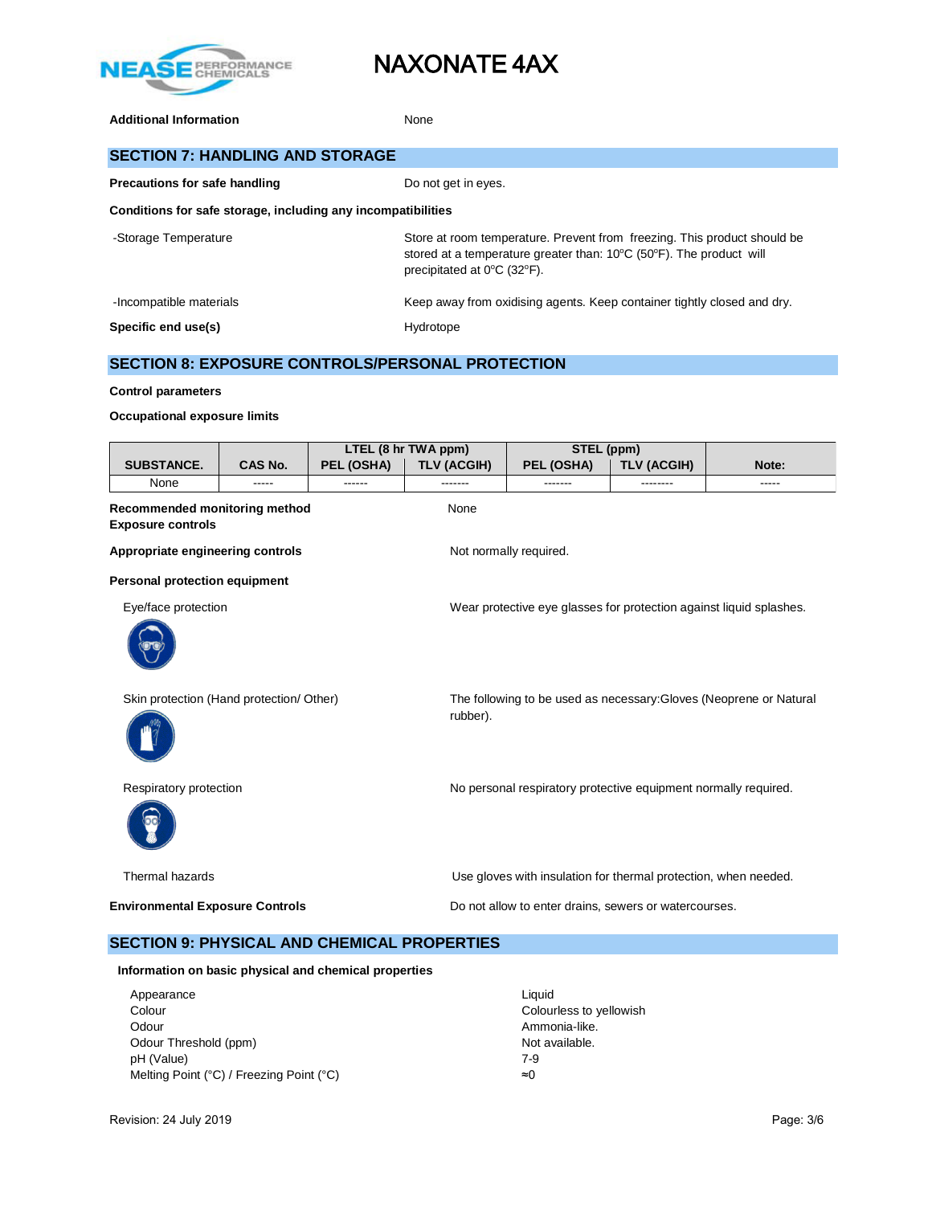**Additional Information** None

## SECTION 7: HANDLING AND STORAGE

**Precautions for safe handling** Do not get in eyes.

**Conditions for safe storage, including any incompatibilities**

-Storage Temperature: Store at room temperature. Prevent from freezing. This product should be stored at a temperature greater than: 10°C (50°F). The product will precipitated at 0°C (32°F).

-Incompatible materials: Keep away from oxidising agents. Keep container tightly closed and dry.

**Specific end use(s)** Hydrotope

## SECTION 8: EXPOSURE CONTROLS/PERSONAL PROTECTION

**Control parameters**

**Occupational exposure limits**

| SUBSTANCE. | CAS No. | LTEL (8 hr TWA ppm) | | STEL (ppm) | | Note: |
|---|---|---|---|---|---|---|
| | | PEL (OSHA) | TLV (ACGIH) | PEL (OSHA) | TLV (ACGIH) | |
| None | ----- | ------ | ------- | ------- | -------- | ----- |

**Recommended monitoring method** None

**Exposure controls**

**Appropriate engineering controls** Not normally required.

**Personal protection equipment**

Eye/face protection: Wear protective eye glasses for protection against liquid splashes.

Skin protection (Hand protection/ Other): The following to be used as necessary:Gloves (Neoprene or Natural rubber).

Respiratory protection: No personal respiratory protective equipment normally required.

Thermal hazards: Use gloves with insulation for thermal protection, when needed.

**Environmental Exposure Controls** Do not allow to enter drains, sewers or watercourses.

## SECTION 9: PHYSICAL AND CHEMICAL PROPERTIES

**Information on basic physical and chemical properties**

| | |
|---|---|
| Appearance | Liquid |
| Colour | Colourless to yellowish |
| Odour | Ammonia-like. |
| Odour Threshold (ppm) | Not available. |
| pH (Value) | 7-9 |
| Melting Point (°C) / Freezing Point (°C) | ≈0 |

Revision: 24 July 2019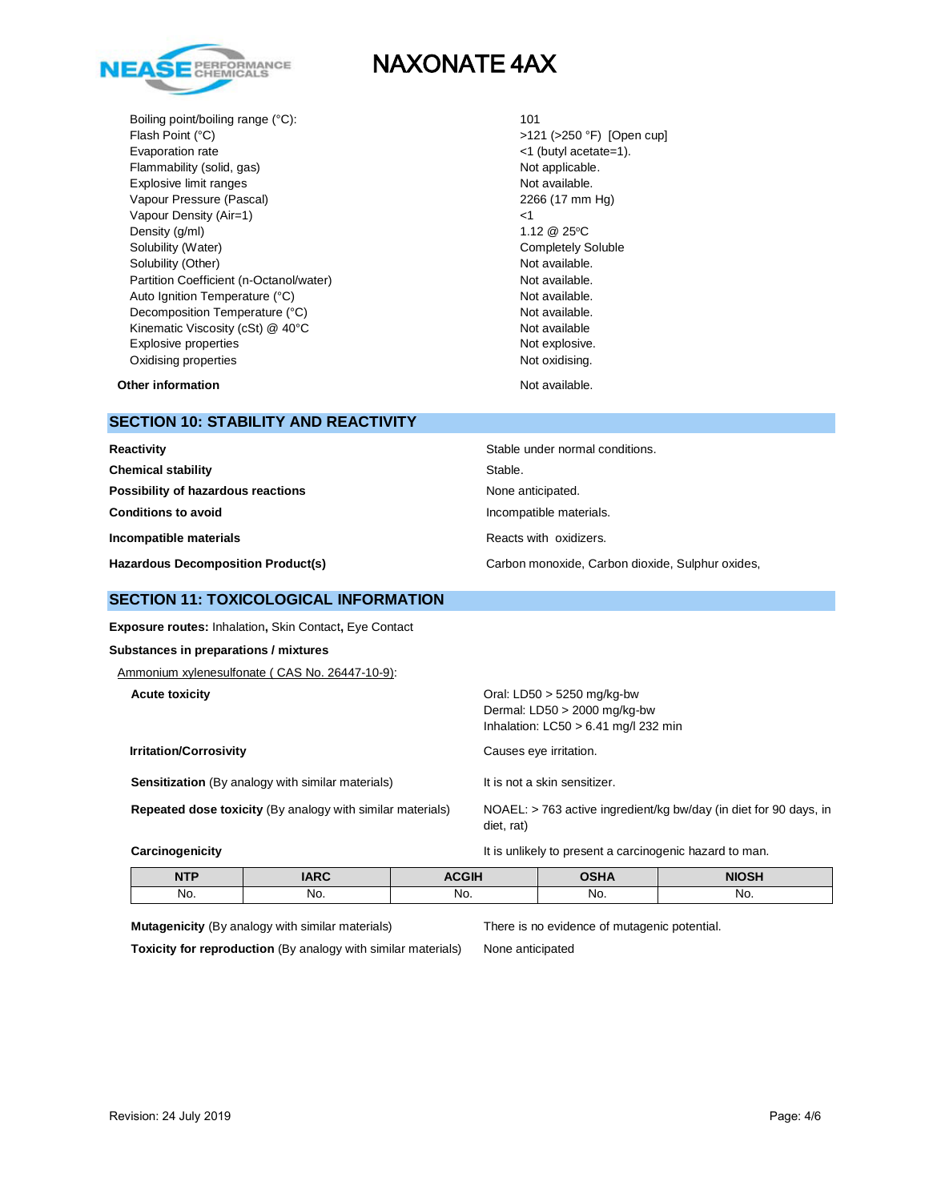| | |
|---|---|
| Boiling point/boiling range (°C): | 101 |
| Flash Point (°C) | >121 (>250 °F) [Open cup] |
| Evaporation rate | <1 (butyl acetate=1). |
| Flammability (solid, gas) | Not applicable. |
| Explosive limit ranges | Not available. |
| Vapour Pressure (Pascal) | 2266 (17 mm Hg) |
| Vapour Density (Air=1) | <1 |
| Density (g/ml) | 1.12 @ 25°C |
| Solubility (Water) | Completely Soluble |
| Solubility (Other) | Not available. |
| Partition Coefficient (n-Octanol/water) | Not available. |
| Auto Ignition Temperature (°C) | Not available. |
| Decomposition Temperature (°C) | Not available. |
| Kinematic Viscosity (cSt) @ 40°C | Not available |
| Explosive properties | Not explosive. |
| Oxidising properties | Not oxidising. |

**Other information** Not available.

## SECTION 10: STABILITY AND REACTIVITY

| | |
|---|---|
| **Reactivity** | Stable under normal conditions. |
| **Chemical stability** | Stable. |
| **Possibility of hazardous reactions** | None anticipated. |
| **Conditions to avoid** | Incompatible materials. |
| **Incompatible materials** | Reacts with oxidizers. |
| **Hazardous Decomposition Product(s)** | Carbon monoxide, Carbon dioxide, Sulphur oxides, |

## SECTION 11: TOXICOLOGICAL INFORMATION

**Exposure routes:** Inhalation**,** Skin Contact**,** Eye Contact

**Substances in preparations / mixtures**

Ammonium xylenesulfonate ( CAS No. 26447-10-9):

| | |
|---|---|
| **Acute toxicity** | Oral: LD50 > 5250 mg/kg-bw<br>Dermal: LD50 > 2000 mg/kg-bw<br>Inhalation: LC50 > 6.41 mg/l 232 min |
| **Irritation/Corrosivity** | Causes eye irritation. |
| **Sensitization** (By analogy with similar materials) | It is not a skin sensitizer. |
| **Repeated dose toxicity** (By analogy with similar materials) | NOAEL: > 763 active ingredient/kg bw/day (in diet for 90 days, in diet, rat) |
| **Carcinogenicity** | It is unlikely to present a carcinogenic hazard to man. |

| NTP | IARC | ACGIH | OSHA | NIOSH |
|---|---|---|---|---|
| No. | No. | No. | No. | No. |

| | |
|---|---|
| **Mutagenicity** (By analogy with similar materials) | There is no evidence of mutagenic potential. |
| **Toxicity for reproduction** (By analogy with similar materials) | None anticipated |

Revision: 24 July 2019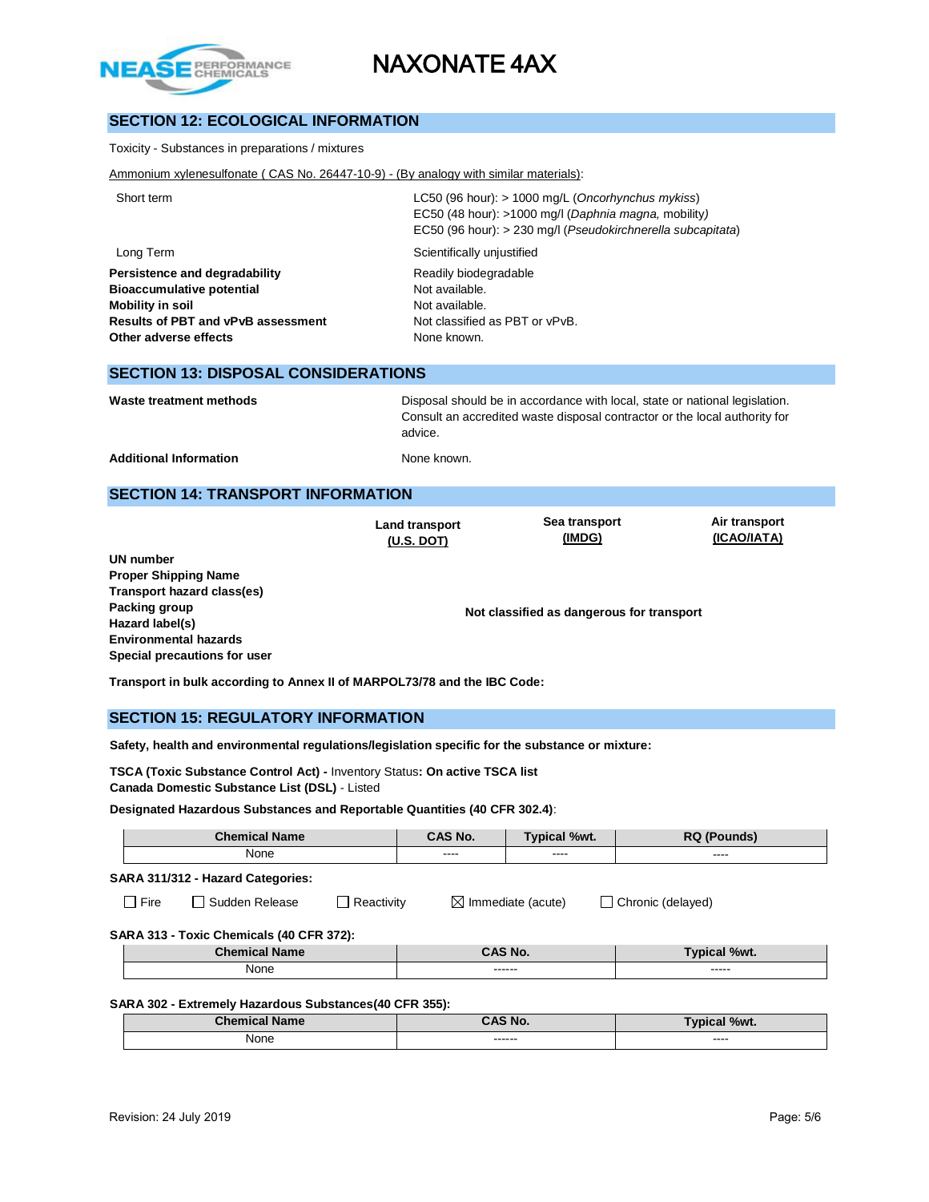## SECTION 12: ECOLOGICAL INFORMATION

Toxicity - Substances in preparations / mixtures

Ammonium xylenesulfonate ( CAS No. 26447-10-9) - (By analogy with similar materials):

| | |
|---|---|
| Short term | LC50 (96 hour): > 1000 mg/L (*Oncorhynchus mykiss*)<br>EC50 (48 hour): >1000 mg/l (*Daphnia magna,* mobility)<br>EC50 (96 hour): > 230 mg/l (*Pseudokirchnerella subcapitata*) |
| Long Term | Scientifically unjustified |
| **Persistence and degradability** | Readily biodegradable |
| **Bioaccumulative potential** | Not available. |
| **Mobility in soil** | Not available. |
| **Results of PBT and vPvB assessment** | Not classified as PBT or vPvB. |
| **Other adverse effects** | None known. |

## SECTION 13: DISPOSAL CONSIDERATIONS

| | |
|---|---|
| **Waste treatment methods** | Disposal should be in accordance with local, state or national legislation. Consult an accredited waste disposal contractor or the local authority for advice. |
| **Additional Information** | None known. |

## SECTION 14: TRANSPORT INFORMATION

| | Land transport (U.S. DOT) | Sea transport (IMDG) | Air transport (ICAO/IATA) |
|---|---|---|---|
| **UN number** | | | |
| **Proper Shipping Name** | | | |
| **Transport hazard class(es)** | | | |
| **Packing group** | | **Not classified as dangerous for transport** | |
| **Hazard label(s)** | | | |
| **Environmental hazards** | | | |
| **Special precautions for user** | | | |

**Transport in bulk according to Annex II of MARPOL73/78 and the IBC Code:**

## SECTION 15: REGULATORY INFORMATION

**Safety, health and environmental regulations/legislation specific for the substance or mixture:**

**TSCA (Toxic Substance Control Act) -** Inventory Status**: On active TSCA list**
**Canada Domestic Substance List (DSL)** - Listed

**Designated Hazardous Substances and Reportable Quantities (40 CFR 302.4)**:

| Chemical Name | CAS No. | Typical %wt. | RQ (Pounds) |
|---|---|---|---|
| None | ---- | ---- | ---- |

**SARA 311/312 - Hazard Categories:**

☐ Fire ☐ Sudden Release ☐ Reactivity ☒ Immediate (acute) ☐ Chronic (delayed)

**SARA 313 - Toxic Chemicals (40 CFR 372):**

| Chemical Name | CAS No. | Typical %wt. |
|---|---|---|
| None | ------ | ----- |

**SARA 302 - Extremely Hazardous Substances(40 CFR 355):**

| Chemical Name | CAS No. | Typical %wt. |
|---|---|---|
| None | ------ | ---- |

Revision: 24 July 2019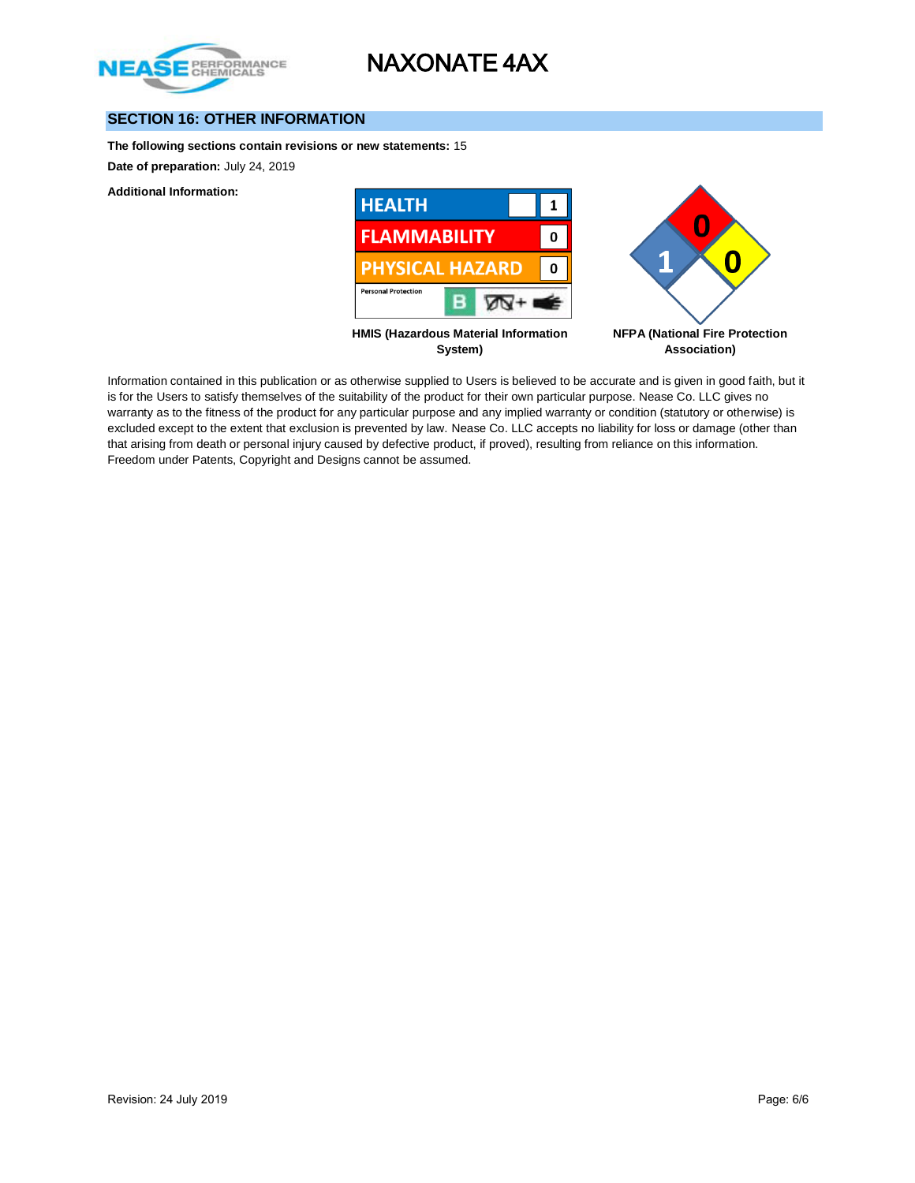## SECTION 16: OTHER INFORMATION

**The following sections contain revisions or new statements:** 15

**Date of preparation:** July 24, 2019

**Additional Information:**

| | |
|---|---|
| HEALTH | 1 |
| FLAMMABILITY | 0 |
| PHYSICAL HAZARD | 0 |
| Personal Protection | B |

**HMIS (Hazardous Material Information System)**

0

1

0

**NFPA (National Fire Protection Association)**

Information contained in this publication or as otherwise supplied to Users is believed to be accurate and is given in good faith, but it is for the Users to satisfy themselves of the suitability of the product for their own particular purpose. Nease Co. LLC gives no warranty as to the fitness of the product for any particular purpose and any implied warranty or condition (statutory or otherwise) is excluded except to the extent that exclusion is prevented by law. Nease Co. LLC accepts no liability for loss or damage (other than that arising from death or personal injury caused by defective product, if proved), resulting from reliance on this information. Freedom under Patents, Copyright and Designs cannot be assumed.